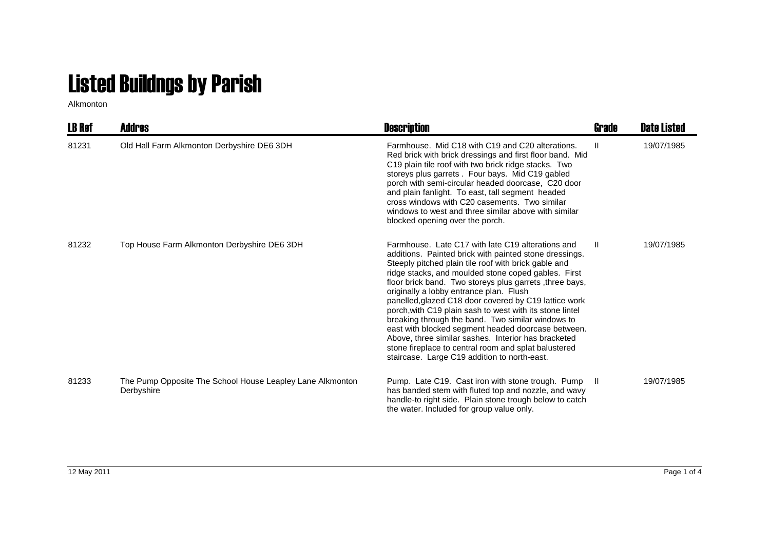# Listed Buildngs by Parish

Alkmonton

| LB Ref | Addres | Description | Grade | Date Listed |
|---|---|---|---|---|
| 81231 | Old Hall Farm Alkmonton Derbyshire DE6 3DH | Farmhouse. Mid C18 with C19 and C20 alterations. Red brick with brick dressings and first floor band. Mid C19 plain tile roof with two brick ridge stacks. Two storeys plus garrets . Four bays. Mid C19 gabled porch with semi-circular headed doorcase, C20 door and plain fanlight. To east, tall segment headed cross windows with C20 casements. Two similar windows to west and three similar above with similar blocked opening over the porch. | II | 19/07/1985 |
| 81232 | Top House Farm Alkmonton Derbyshire DE6 3DH | Farmhouse. Late C17 with late C19 alterations and additions. Painted brick with painted stone dressings. Steeply pitched plain tile roof with brick gable and ridge stacks, and moulded stone coped gables. First floor brick band. Two storeys plus garrets ,three bays, originally a lobby entrance plan. Flush panelled,glazed C18 door covered by C19 lattice work porch,with C19 plain sash to west with its stone lintel breaking through the band. Two similar windows to east with blocked segment headed doorcase between. Above, three similar sashes. Interior has bracketed stone fireplace to central room and splat balustered staircase. Large C19 addition to north-east. | II | 19/07/1985 |
| 81233 | The Pump Opposite The School House Leapley Lane Alkmonton Derbyshire | Pump. Late C19. Cast iron with stone trough. Pump has banded stem with fluted top and nozzle, and wavy handle-to right side. Plain stone trough below to catch the water. Included for group value only. | II | 19/07/1985 |

12 May 2011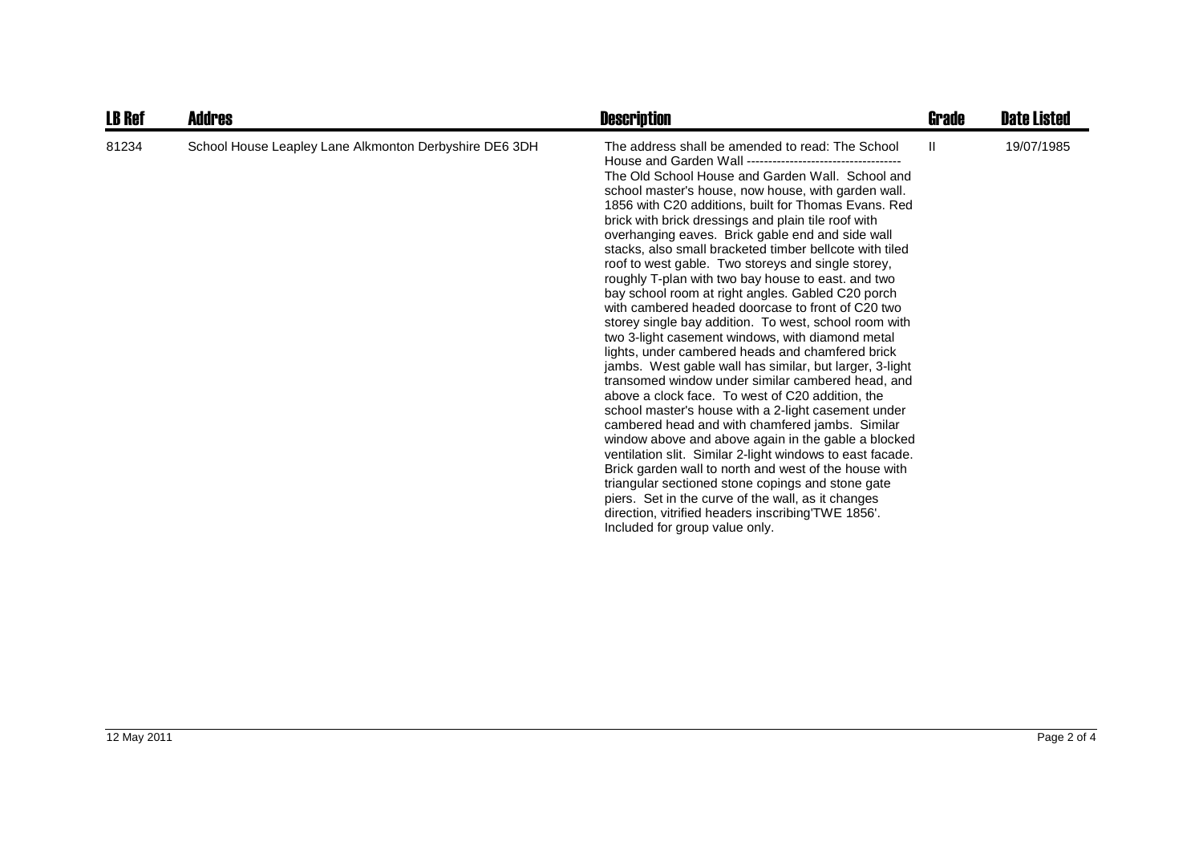| LB Ref | Addres | Description | Grade | Date Listed |
|---|---|---|---|---|
| 81234 | School House Leapley Lane Alkmonton Derbyshire DE6 3DH | The address shall be amended to read: The School House and Garden Wall ----------------------------------- The Old School House and Garden Wall. School and school master's house, now house, with garden wall. 1856 with C20 additions, built for Thomas Evans. Red brick with brick dressings and plain tile roof with overhanging eaves. Brick gable end and side wall stacks, also small bracketed timber bellcote with tiled roof to west gable. Two storeys and single storey, roughly T-plan with two bay house to east. and two bay school room at right angles. Gabled C20 porch with cambered headed doorcase to front of C20 two storey single bay addition. To west, school room with two 3-light casement windows, with diamond metal lights, under cambered heads and chamfered brick jambs. West gable wall has similar, but larger, 3-light transomed window under similar cambered head, and above a clock face. To west of C20 addition, the school master's house with a 2-light casement under cambered head and with chamfered jambs. Similar window above and above again in the gable a blocked ventilation slit. Similar 2-light windows to east facade. Brick garden wall to north and west of the house with triangular sectioned stone copings and stone gate piers. Set in the curve of the wall, as it changes direction, vitrified headers inscribing'TWE 1856'. Included for group value only. | II | 19/07/1985 |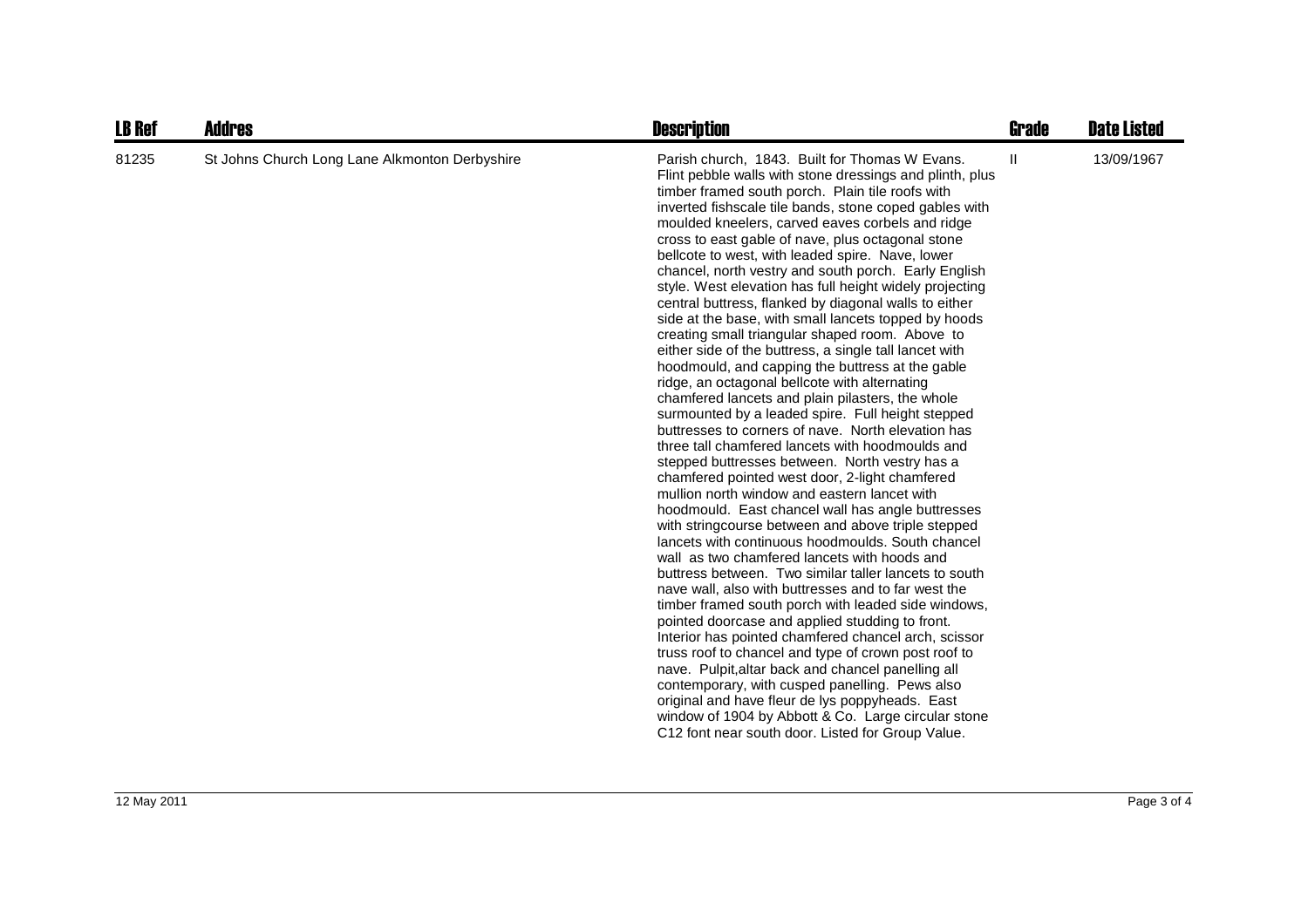| LB Ref | Addres | Description | Grade | Date Listed |
|---|---|---|---|---|
| 81235 | St Johns Church Long Lane Alkmonton Derbyshire | Parish church, 1843. Built for Thomas W Evans. Flint pebble walls with stone dressings and plinth, plus timber framed south porch. Plain tile roofs with inverted fishscale tile bands, stone coped gables with moulded kneelers, carved eaves corbels and ridge cross to east gable of nave, plus octagonal stone bellcote to west, with leaded spire. Nave, lower chancel, north vestry and south porch. Early English style. West elevation has full height widely projecting central buttress, flanked by diagonal walls to either side at the base, with small lancets topped by hoods creating small triangular shaped room. Above to either side of the buttress, a single tall lancet with hoodmould, and capping the buttress at the gable ridge, an octagonal bellcote with alternating chamfered lancets and plain pilasters, the whole surmounted by a leaded spire. Full height stepped buttresses to corners of nave. North elevation has three tall chamfered lancets with hoodmoulds and stepped buttresses between. North vestry has a chamfered pointed west door, 2-light chamfered mullion north window and eastern lancet with hoodmould. East chancel wall has angle buttresses with stringcourse between and above triple stepped lancets with continuous hoodmoulds. South chancel wall as two chamfered lancets with hoods and buttress between. Two similar taller lancets to south nave wall, also with buttresses and to far west the timber framed south porch with leaded side windows, pointed doorcase and applied studding to front. Interior has pointed chamfered chancel arch, scissor truss roof to chancel and type of crown post roof to nave. Pulpit,altar back and chancel panelling all contemporary, with cusped panelling. Pews also original and have fleur de lys poppyheads. East window of 1904 by Abbott & Co. Large circular stone C12 font near south door. Listed for Group Value. | II | 13/09/1967 |

12 May 2011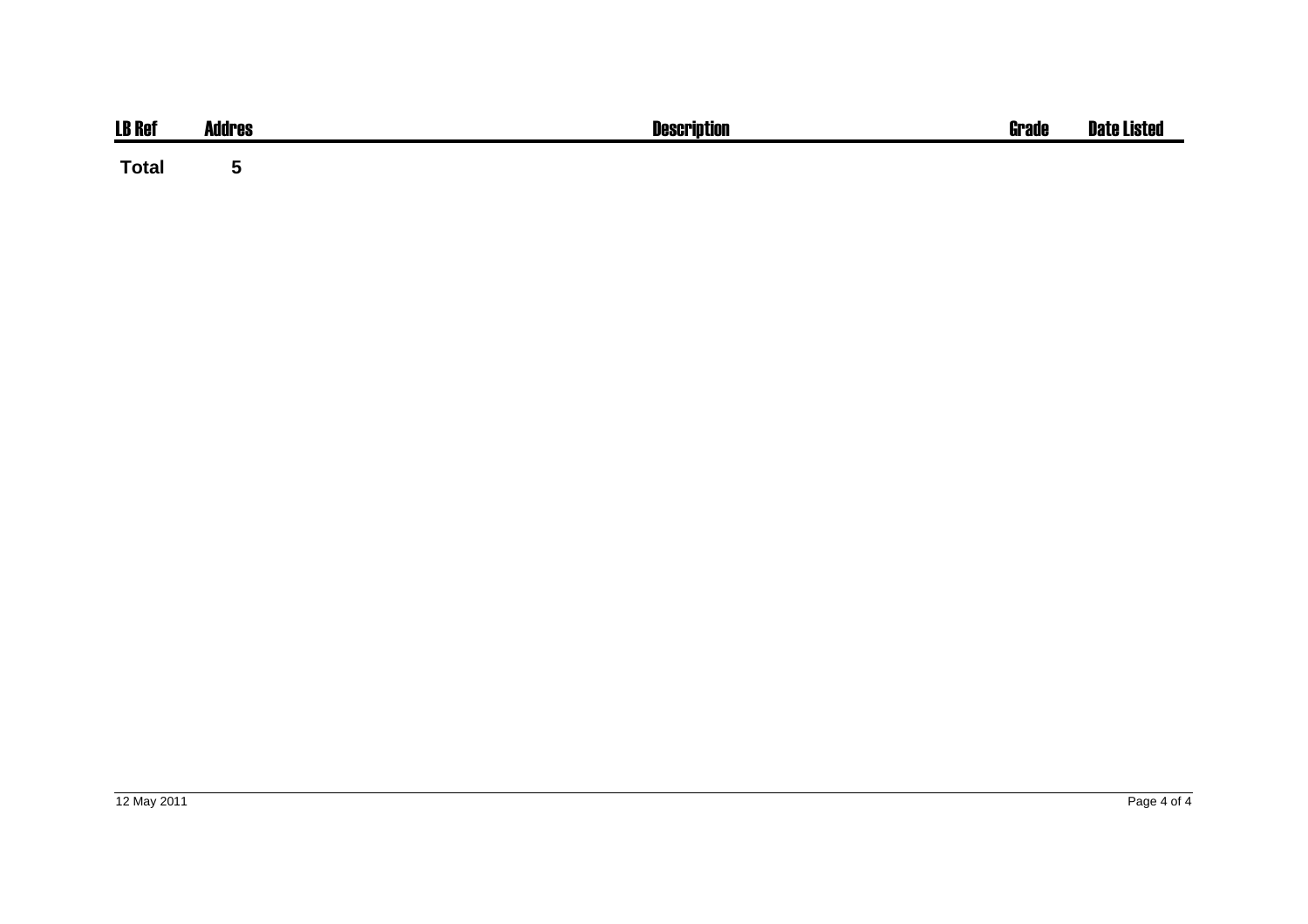| LB Ref | Addres | Description | Grade | Date Listed |
|---|---|---|---|---|
| **Total** | **5** | | | |